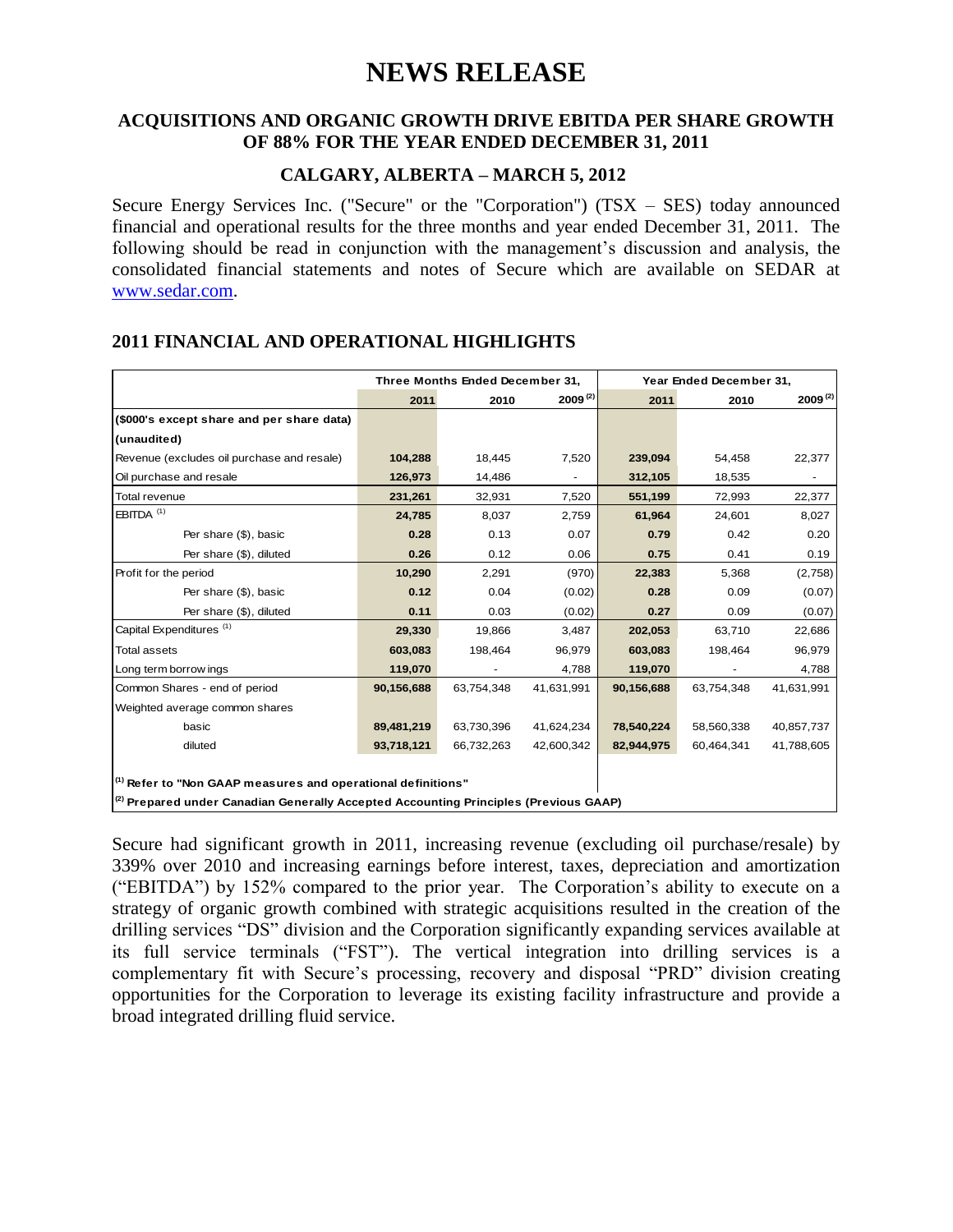# NEWS RELEASE

## ACQUISITIONS AND ORGANIC GROWTH DRIVE EBITDA PER SHARE GROWTH OF 88% FOR THE YEAR ENDED DECEMBER 31, 2011

### CALGARY, ALBERTA – MARCH 5, 2012

Secure Energy Services Inc. ("Secure" or the "Corporation") (TSX – SES) today announced financial and operational results for the three months and year ended December 31, 2011. The following should be read in conjunction with the management's discussion and analysis, the consolidated financial statements and notes of Secure which are available on SEDAR at www.sedar.com.

## 2011 FINANCIAL AND OPERATIONAL HIGHLIGHTS

| | Three Months Ended December 31, | | | Year Ended December 31, | | |
|---|---|---|---|---|---|---|
| | **2011** | 2010 | 2009 [2] | **2011** | 2010 | 2009 [2] |
| **($000's except share and per share data)** | | | | | | |
| **(unaudited)** | | | | | | |
| Revenue (excludes oil purchase and resale) | **104,288** | 18,445 | 7,520 | **239,094** | 54,458 | 22,377 |
| Oil purchase and resale | **126,973** | 14,486 | - | **312,105** | 18,535 | - |
| Total revenue | **231,261** | 32,931 | 7,520 | **551,199** | 72,993 | 22,377 |
| EBITDA [1] | **24,785** | 8,037 | 2,759 | **61,964** | 24,601 | 8,027 |
| Per share ($), basic | **0.28** | 0.13 | 0.07 | **0.79** | 0.42 | 0.20 |
| Per share ($), diluted | **0.26** | 0.12 | 0.06 | **0.75** | 0.41 | 0.19 |
| Profit for the period | **10,290** | 2,291 | (970) | **22,383** | 5,368 | (2,758) |
| Per share ($), basic | **0.12** | 0.04 | (0.02) | **0.28** | 0.09 | (0.07) |
| Per share ($), diluted | **0.11** | 0.03 | (0.02) | **0.27** | 0.09 | (0.07) |
| Capital Expenditures [1] | **29,330** | 19,866 | 3,487 | **202,053** | 63,710 | 22,686 |
| Total assets | **603,083** | 198,464 | 96,979 | **603,083** | 198,464 | 96,979 |
| Long term borrowings | **119,070** | - | 4,788 | **119,070** | - | 4,788 |
| Common Shares - end of period | **90,156,688** | 63,754,348 | 41,631,991 | **90,156,688** | 63,754,348 | 41,631,991 |
| Weighted average common shares | | | | | | |
| basic | **89,481,219** | 63,730,396 | 41,624,234 | **78,540,224** | 58,560,338 | 40,857,737 |
| diluted | **93,718,121** | 66,732,263 | 42,600,342 | **82,944,975** | 60,464,341 | 41,788,605 |

**[1] Refer to "Non GAAP measures and operational definitions"**
**[2] Prepared under Canadian Generally Accepted Accounting Principles (Previous GAAP)**

Secure had significant growth in 2011, increasing revenue (excluding oil purchase/resale) by 339% over 2010 and increasing earnings before interest, taxes, depreciation and amortization ("EBITDA") by 152% compared to the prior year. The Corporation's ability to execute on a strategy of organic growth combined with strategic acquisitions resulted in the creation of the drilling services "DS" division and the Corporation significantly expanding services available at its full service terminals ("FST"). The vertical integration into drilling services is a complementary fit with Secure's processing, recovery and disposal "PRD" division creating opportunities for the Corporation to leverage its existing facility infrastructure and provide a broad integrated drilling fluid service.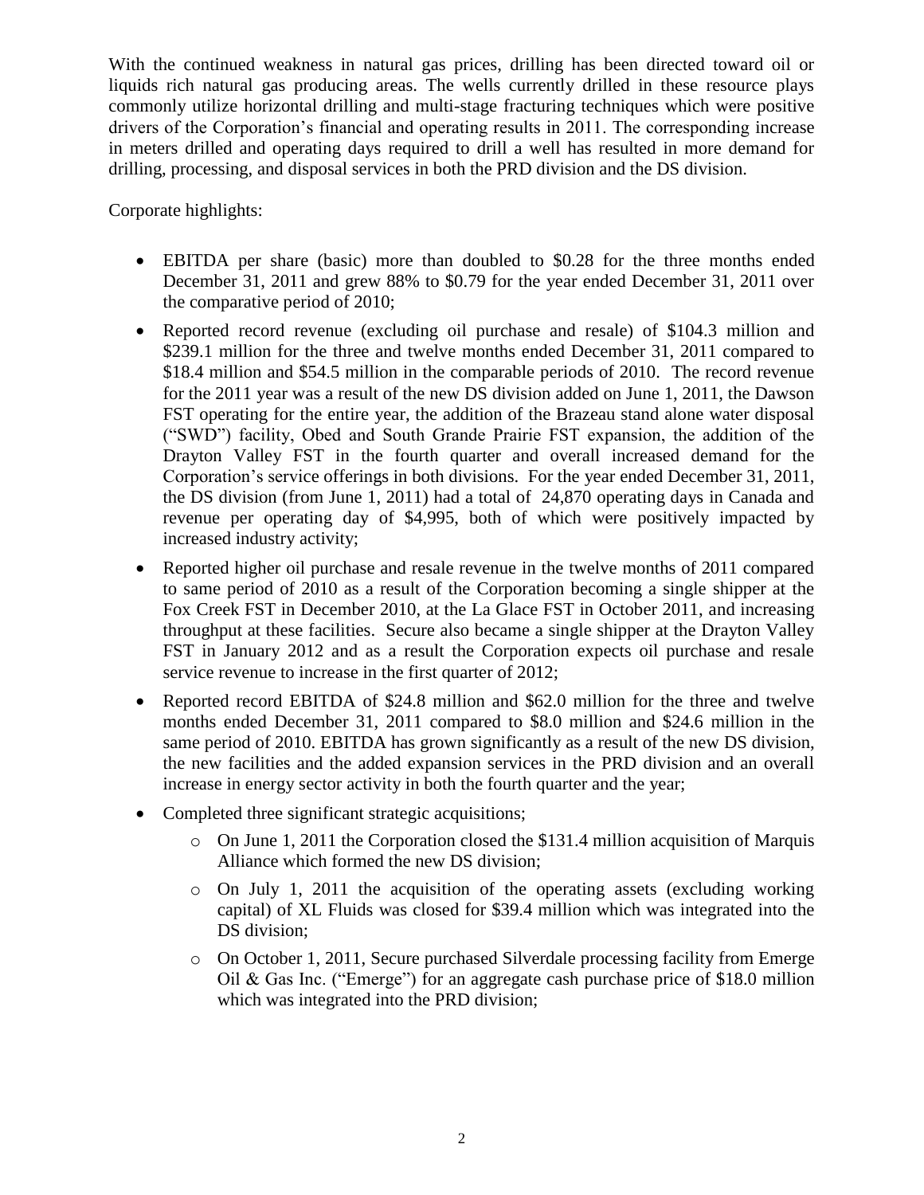With the continued weakness in natural gas prices, drilling has been directed toward oil or liquids rich natural gas producing areas. The wells currently drilled in these resource plays commonly utilize horizontal drilling and multi-stage fracturing techniques which were positive drivers of the Corporation's financial and operating results in 2011. The corresponding increase in meters drilled and operating days required to drill a well has resulted in more demand for drilling, processing, and disposal services in both the PRD division and the DS division.

Corporate highlights:

- EBITDA per share (basic) more than doubled to $0.28 for the three months ended December 31, 2011 and grew 88% to $0.79 for the year ended December 31, 2011 over the comparative period of 2010;
- Reported record revenue (excluding oil purchase and resale) of $104.3 million and $239.1 million for the three and twelve months ended December 31, 2011 compared to $18.4 million and $54.5 million in the comparable periods of 2010. The record revenue for the 2011 year was a result of the new DS division added on June 1, 2011, the Dawson FST operating for the entire year, the addition of the Brazeau stand alone water disposal ("SWD") facility, Obed and South Grande Prairie FST expansion, the addition of the Drayton Valley FST in the fourth quarter and overall increased demand for the Corporation's service offerings in both divisions. For the year ended December 31, 2011, the DS division (from June 1, 2011) had a total of 24,870 operating days in Canada and revenue per operating day of $4,995, both of which were positively impacted by increased industry activity;
- Reported higher oil purchase and resale revenue in the twelve months of 2011 compared to same period of 2010 as a result of the Corporation becoming a single shipper at the Fox Creek FST in December 2010, at the La Glace FST in October 2011, and increasing throughput at these facilities. Secure also became a single shipper at the Drayton Valley FST in January 2012 and as a result the Corporation expects oil purchase and resale service revenue to increase in the first quarter of 2012;
- Reported record EBITDA of $24.8 million and $62.0 million for the three and twelve months ended December 31, 2011 compared to $8.0 million and $24.6 million in the same period of 2010. EBITDA has grown significantly as a result of the new DS division, the new facilities and the added expansion services in the PRD division and an overall increase in energy sector activity in both the fourth quarter and the year;
- Completed three significant strategic acquisitions;
  - On June 1, 2011 the Corporation closed the $131.4 million acquisition of Marquis Alliance which formed the new DS division;
  - On July 1, 2011 the acquisition of the operating assets (excluding working capital) of XL Fluids was closed for $39.4 million which was integrated into the DS division;
  - On October 1, 2011, Secure purchased Silverdale processing facility from Emerge Oil & Gas Inc. ("Emerge") for an aggregate cash purchase price of $18.0 million which was integrated into the PRD division;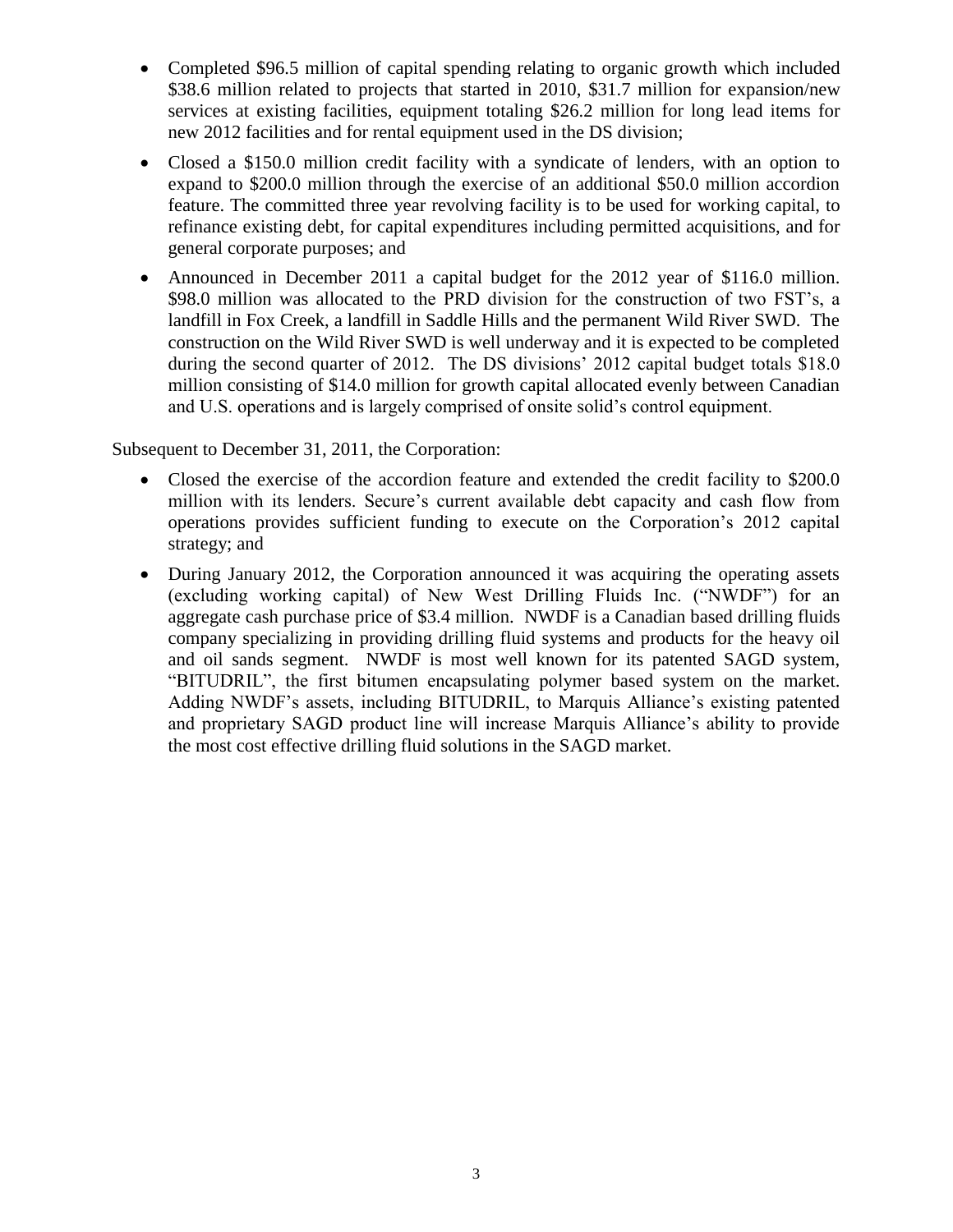- Completed $96.5 million of capital spending relating to organic growth which included $38.6 million related to projects that started in 2010, $31.7 million for expansion/new services at existing facilities, equipment totaling $26.2 million for long lead items for new 2012 facilities and for rental equipment used in the DS division;
- Closed a $150.0 million credit facility with a syndicate of lenders, with an option to expand to $200.0 million through the exercise of an additional $50.0 million accordion feature. The committed three year revolving facility is to be used for working capital, to refinance existing debt, for capital expenditures including permitted acquisitions, and for general corporate purposes; and
- Announced in December 2011 a capital budget for the 2012 year of $116.0 million. $98.0 million was allocated to the PRD division for the construction of two FST's, a landfill in Fox Creek, a landfill in Saddle Hills and the permanent Wild River SWD. The construction on the Wild River SWD is well underway and it is expected to be completed during the second quarter of 2012. The DS divisions' 2012 capital budget totals $18.0 million consisting of $14.0 million for growth capital allocated evenly between Canadian and U.S. operations and is largely comprised of onsite solid's control equipment.

Subsequent to December 31, 2011, the Corporation:

- Closed the exercise of the accordion feature and extended the credit facility to $200.0 million with its lenders. Secure's current available debt capacity and cash flow from operations provides sufficient funding to execute on the Corporation's 2012 capital strategy; and
- During January 2012, the Corporation announced it was acquiring the operating assets (excluding working capital) of New West Drilling Fluids Inc. ("NWDF") for an aggregate cash purchase price of $3.4 million. NWDF is a Canadian based drilling fluids company specializing in providing drilling fluid systems and products for the heavy oil and oil sands segment. NWDF is most well known for its patented SAGD system, "BITUDRIL", the first bitumen encapsulating polymer based system on the market. Adding NWDF's assets, including BITUDRIL, to Marquis Alliance's existing patented and proprietary SAGD product line will increase Marquis Alliance's ability to provide the most cost effective drilling fluid solutions in the SAGD market.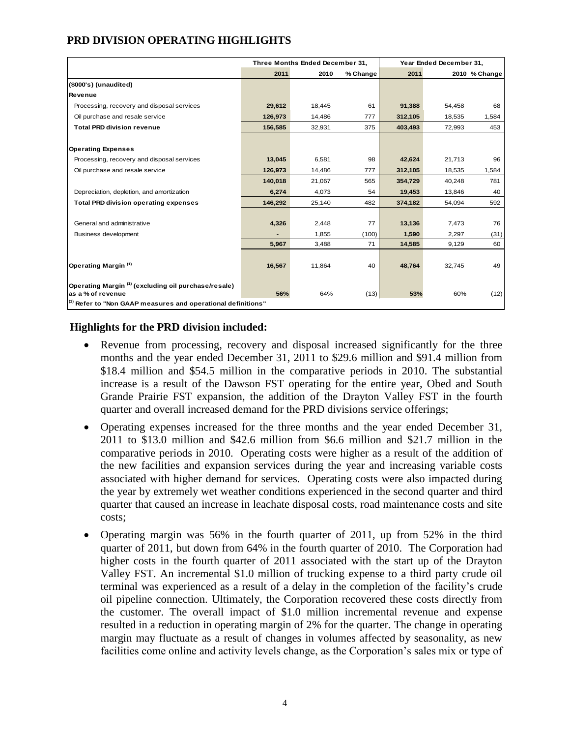## PRD DIVISION OPERATING HIGHLIGHTS

| | Three Months Ended December 31, | | | Year Ended December 31, | | |
|---|---|---|---|---|---|---|
| | **2011** | 2010 | % Change | **2011** | 2010 | % Change |
| **($000's) (unaudited)** | | | | | | |
| **Revenue** | | | | | | |
| Processing, recovery and disposal services | **29,612** | 18,445 | 61 | **91,388** | 54,458 | 68 |
| Oil purchase and resale service | **126,973** | 14,486 | 777 | **312,105** | 18,535 | 1,584 |
| **Total PRD division revenue** | **156,585** | 32,931 | 375 | **403,493** | 72,993 | 453 |
| | | | | | | |
| **Operating Expenses** | | | | | | |
| Processing, recovery and disposal services | **13,045** | 6,581 | 98 | **42,624** | 21,713 | 96 |
| Oil purchase and resale service | **126,973** | 14,486 | 777 | **312,105** | 18,535 | 1,584 |
| | **140,018** | 21,067 | 565 | **354,729** | 40,248 | 781 |
| Depreciation, depletion, and amortization | **6,274** | 4,073 | 54 | **19,453** | 13,846 | 40 |
| **Total PRD division operating expenses** | **146,292** | 25,140 | 482 | **374,182** | 54,094 | 592 |
| | | | | | | |
| General and administrative | **4,326** | 2,448 | 77 | **13,136** | 7,473 | 76 |
| Business development | **-** | 1,855 | (100) | **1,590** | 2,297 | (31) |
| | **5,967** | 3,488 | 71 | **14,585** | 9,129 | 60 |
| | | | | | | |
| **Operating Margin [(1)]** | **16,567** | 11,864 | 40 | **48,764** | 32,745 | 49 |
| | | | | | | |
| **Operating Margin [(1)] (excluding oil purchase/resale) as a % of revenue** | **56%** | 64% | (13) | **53%** | 60% | (12) |

[(1)] **Refer to "Non GAAP measures and operational definitions"**

### Highlights for the PRD division included:

- Revenue from processing, recovery and disposal increased significantly for the three months and the year ended December 31, 2011 to \$29.6 million and \$91.4 million from \$18.4 million and \$54.5 million in the comparative periods in 2010. The substantial increase is a result of the Dawson FST operating for the entire year, Obed and South Grande Prairie FST expansion, the addition of the Drayton Valley FST in the fourth quarter and overall increased demand for the PRD divisions service offerings;
- Operating expenses increased for the three months and the year ended December 31, 2011 to \$13.0 million and \$42.6 million from \$6.6 million and \$21.7 million in the comparative periods in 2010. Operating costs were higher as a result of the addition of the new facilities and expansion services during the year and increasing variable costs associated with higher demand for services. Operating costs were also impacted during the year by extremely wet weather conditions experienced in the second quarter and third quarter that caused an increase in leachate disposal costs, road maintenance costs and site costs;
- Operating margin was 56% in the fourth quarter of 2011, up from 52% in the third quarter of 2011, but down from 64% in the fourth quarter of 2010. The Corporation had higher costs in the fourth quarter of 2011 associated with the start up of the Drayton Valley FST. An incremental \$1.0 million of trucking expense to a third party crude oil terminal was experienced as a result of a delay in the completion of the facility's crude oil pipeline connection. Ultimately, the Corporation recovered these costs directly from the customer. The overall impact of \$1.0 million incremental revenue and expense resulted in a reduction in operating margin of 2% for the quarter. The change in operating margin may fluctuate as a result of changes in volumes affected by seasonality, as new facilities come online and activity levels change, as the Corporation's sales mix or type of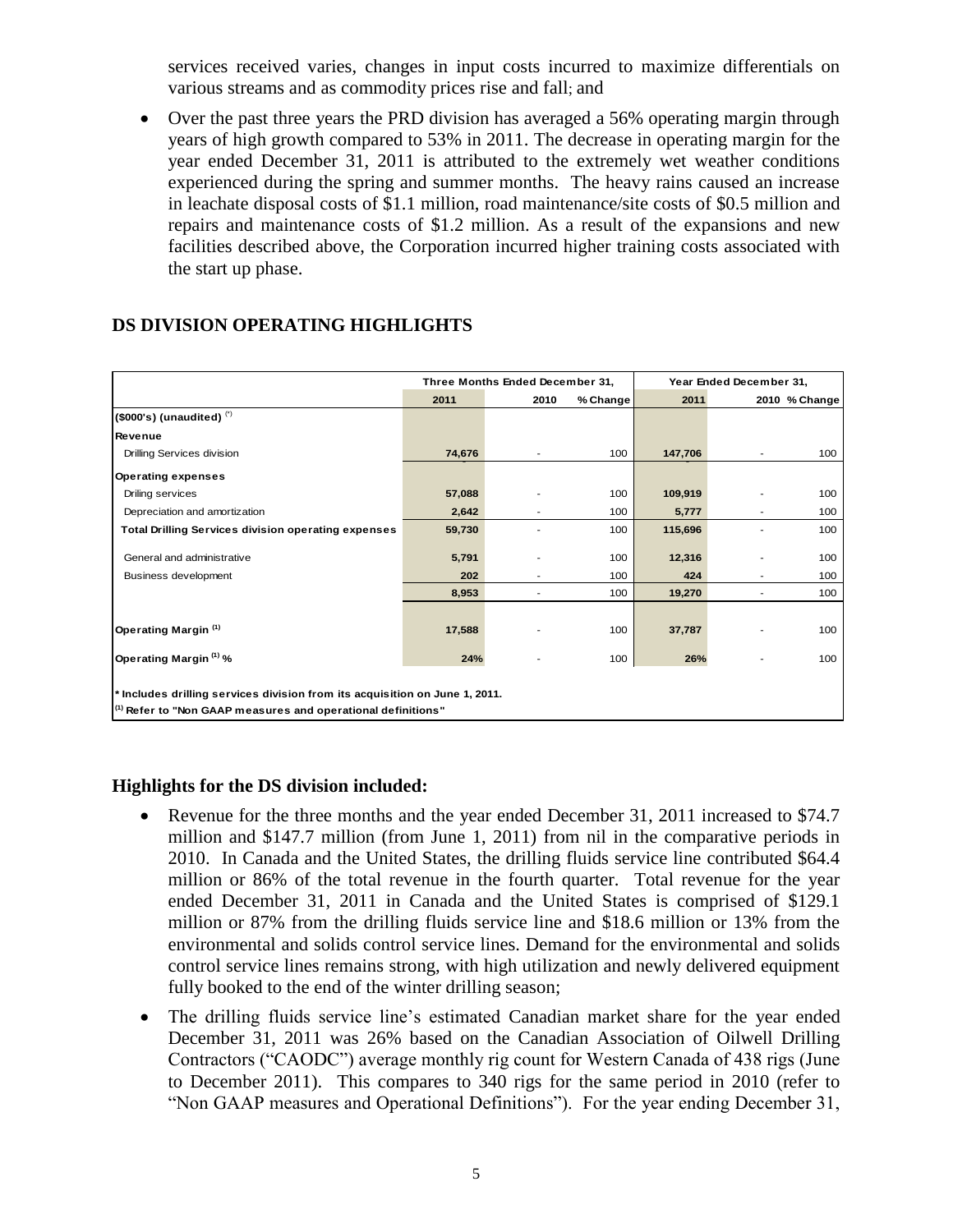services received varies, changes in input costs incurred to maximize differentials on various streams and as commodity prices rise and fall; and

- Over the past three years the PRD division has averaged a 56% operating margin through years of high growth compared to 53% in 2011. The decrease in operating margin for the year ended December 31, 2011 is attributed to the extremely wet weather conditions experienced during the spring and summer months. The heavy rains caused an increase in leachate disposal costs of \$1.1 million, road maintenance/site costs of \$0.5 million and repairs and maintenance costs of \$1.2 million. As a result of the expansions and new facilities described above, the Corporation incurred higher training costs associated with the start up phase.

## DS DIVISION OPERATING HIGHLIGHTS

| | Three Months Ended December 31, | | | Year Ended December 31, | | |
|---|---|---|---|---|---|---|
| | 2011 | 2010 | % Change | 2011 | 2010 | % Change |
| **($000's) (unaudited)** [*] | | | | | | |
| **Revenue** | | | | | | |
| Drilling Services division | 74,676 | - | 100 | 147,706 | - | 100 |
| **Operating expenses** | | | | | | |
| Drilling services | 57,088 | - | 100 | 109,919 | - | 100 |
| Depreciation and amortization | 2,642 | - | 100 | 5,777 | - | 100 |
| **Total Drilling Services division operating expenses** | 59,730 | - | 100 | 115,696 | - | 100 |
| General and administrative | 5,791 | - | 100 | 12,316 | - | 100 |
| Business development | 202 | - | 100 | 424 | - | 100 |
| | 8,953 | - | 100 | 19,270 | - | 100 |
| **Operating Margin** [(1)] | 17,588 | - | 100 | 37,787 | - | 100 |
| **Operating Margin** [(1)] **%** | 24% | - | 100 | 26% | - | 100 |

**\* Includes drilling services division from its acquisition on June 1, 2011.**
**(1) Refer to "Non GAAP measures and operational definitions"**

### Highlights for the DS division included:

- Revenue for the three months and the year ended December 31, 2011 increased to \$74.7 million and \$147.7 million (from June 1, 2011) from nil in the comparative periods in 2010. In Canada and the United States, the drilling fluids service line contributed \$64.4 million or 86% of the total revenue in the fourth quarter. Total revenue for the year ended December 31, 2011 in Canada and the United States is comprised of \$129.1 million or 87% from the drilling fluids service line and \$18.6 million or 13% from the environmental and solids control service lines. Demand for the environmental and solids control service lines remains strong, with high utilization and newly delivered equipment fully booked to the end of the winter drilling season;
- The drilling fluids service line's estimated Canadian market share for the year ended December 31, 2011 was 26% based on the Canadian Association of Oilwell Drilling Contractors ("CAODC") average monthly rig count for Western Canada of 438 rigs (June to December 2011). This compares to 340 rigs for the same period in 2010 (refer to "Non GAAP measures and Operational Definitions"). For the year ending December 31,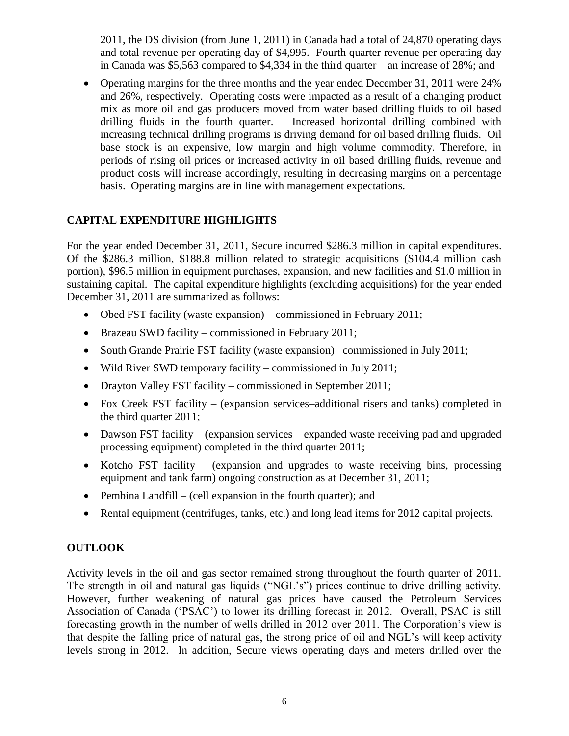2011, the DS division (from June 1, 2011) in Canada had a total of 24,870 operating days and total revenue per operating day of $4,995. Fourth quarter revenue per operating day in Canada was $5,563 compared to $4,334 in the third quarter – an increase of 28%; and

- Operating margins for the three months and the year ended December 31, 2011 were 24% and 26%, respectively. Operating costs were impacted as a result of a changing product mix as more oil and gas producers moved from water based drilling fluids to oil based drilling fluids in the fourth quarter. Increased horizontal drilling combined with increasing technical drilling programs is driving demand for oil based drilling fluids. Oil base stock is an expensive, low margin and high volume commodity. Therefore, in periods of rising oil prices or increased activity in oil based drilling fluids, revenue and product costs will increase accordingly, resulting in decreasing margins on a percentage basis. Operating margins are in line with management expectations.

## CAPITAL EXPENDITURE HIGHLIGHTS

For the year ended December 31, 2011, Secure incurred $286.3 million in capital expenditures. Of the $286.3 million, $188.8 million related to strategic acquisitions ($104.4 million cash portion), $96.5 million in equipment purchases, expansion, and new facilities and $1.0 million in sustaining capital. The capital expenditure highlights (excluding acquisitions) for the year ended December 31, 2011 are summarized as follows:

- Obed FST facility (waste expansion) – commissioned in February 2011;
- Brazeau SWD facility – commissioned in February 2011;
- South Grande Prairie FST facility (waste expansion) –commissioned in July 2011;
- Wild River SWD temporary facility – commissioned in July 2011;
- Drayton Valley FST facility – commissioned in September 2011;
- Fox Creek FST facility – (expansion services–additional risers and tanks) completed in the third quarter 2011;
- Dawson FST facility – (expansion services – expanded waste receiving pad and upgraded processing equipment) completed in the third quarter 2011;
- Kotcho FST facility – (expansion and upgrades to waste receiving bins, processing equipment and tank farm) ongoing construction as at December 31, 2011;
- Pembina Landfill – (cell expansion in the fourth quarter); and
- Rental equipment (centrifuges, tanks, etc.) and long lead items for 2012 capital projects.

## OUTLOOK

Activity levels in the oil and gas sector remained strong throughout the fourth quarter of 2011. The strength in oil and natural gas liquids ("NGL's") prices continue to drive drilling activity. However, further weakening of natural gas prices have caused the Petroleum Services Association of Canada ('PSAC') to lower its drilling forecast in 2012. Overall, PSAC is still forecasting growth in the number of wells drilled in 2012 over 2011. The Corporation's view is that despite the falling price of natural gas, the strong price of oil and NGL's will keep activity levels strong in 2012. In addition, Secure views operating days and meters drilled over the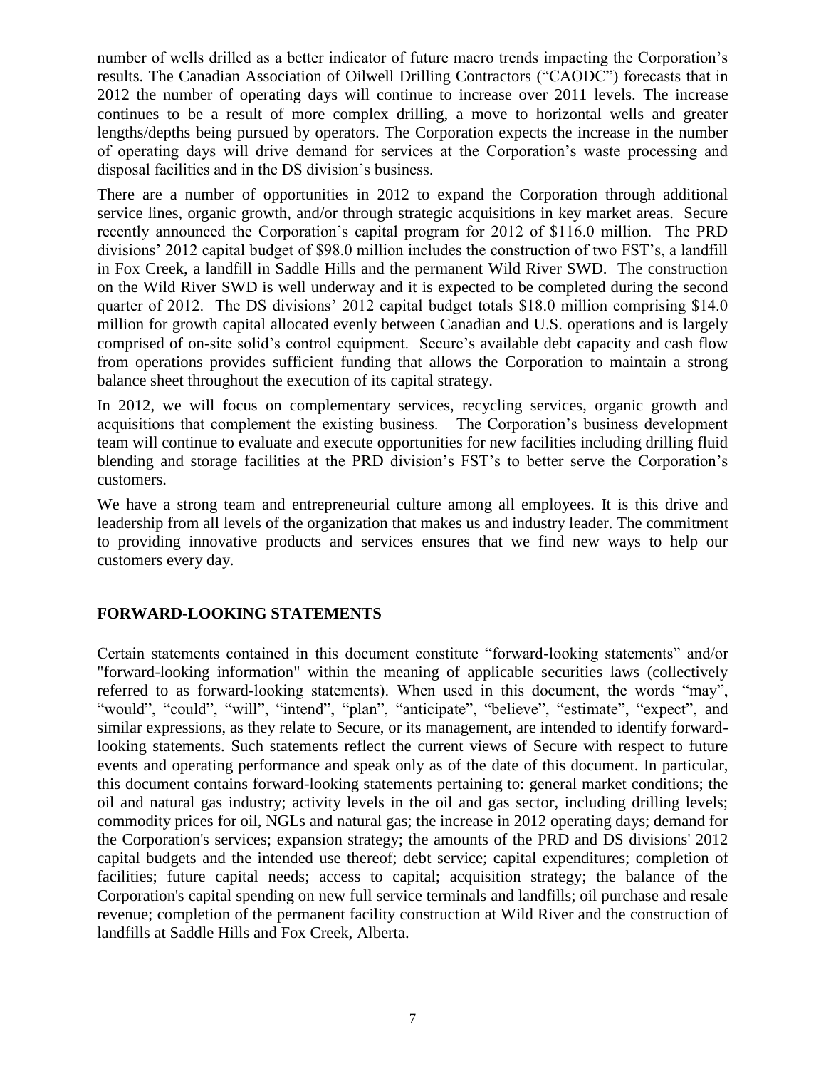number of wells drilled as a better indicator of future macro trends impacting the Corporation's results. The Canadian Association of Oilwell Drilling Contractors ("CAODC") forecasts that in 2012 the number of operating days will continue to increase over 2011 levels. The increase continues to be a result of more complex drilling, a move to horizontal wells and greater lengths/depths being pursued by operators. The Corporation expects the increase in the number of operating days will drive demand for services at the Corporation's waste processing and disposal facilities and in the DS division's business.

There are a number of opportunities in 2012 to expand the Corporation through additional service lines, organic growth, and/or through strategic acquisitions in key market areas. Secure recently announced the Corporation's capital program for 2012 of $116.0 million. The PRD divisions' 2012 capital budget of $98.0 million includes the construction of two FST's, a landfill in Fox Creek, a landfill in Saddle Hills and the permanent Wild River SWD. The construction on the Wild River SWD is well underway and it is expected to be completed during the second quarter of 2012. The DS divisions' 2012 capital budget totals $18.0 million comprising $14.0 million for growth capital allocated evenly between Canadian and U.S. operations and is largely comprised of on-site solid's control equipment. Secure's available debt capacity and cash flow from operations provides sufficient funding that allows the Corporation to maintain a strong balance sheet throughout the execution of its capital strategy.

In 2012, we will focus on complementary services, recycling services, organic growth and acquisitions that complement the existing business. The Corporation's business development team will continue to evaluate and execute opportunities for new facilities including drilling fluid blending and storage facilities at the PRD division's FST's to better serve the Corporation's customers.

We have a strong team and entrepreneurial culture among all employees. It is this drive and leadership from all levels of the organization that makes us and industry leader. The commitment to providing innovative products and services ensures that we find new ways to help our customers every day.

## FORWARD-LOOKING STATEMENTS

Certain statements contained in this document constitute "forward-looking statements" and/or "forward-looking information" within the meaning of applicable securities laws (collectively referred to as forward-looking statements). When used in this document, the words "may", "would", "could", "will", "intend", "plan", "anticipate", "believe", "estimate", "expect", and similar expressions, as they relate to Secure, or its management, are intended to identify forward-looking statements. Such statements reflect the current views of Secure with respect to future events and operating performance and speak only as of the date of this document. In particular, this document contains forward-looking statements pertaining to: general market conditions; the oil and natural gas industry; activity levels in the oil and gas sector, including drilling levels; commodity prices for oil, NGLs and natural gas; the increase in 2012 operating days; demand for the Corporation's services; expansion strategy; the amounts of the PRD and DS divisions' 2012 capital budgets and the intended use thereof; debt service; capital expenditures; completion of facilities; future capital needs; access to capital; acquisition strategy; the balance of the Corporation's capital spending on new full service terminals and landfills; oil purchase and resale revenue; completion of the permanent facility construction at Wild River and the construction of landfills at Saddle Hills and Fox Creek, Alberta.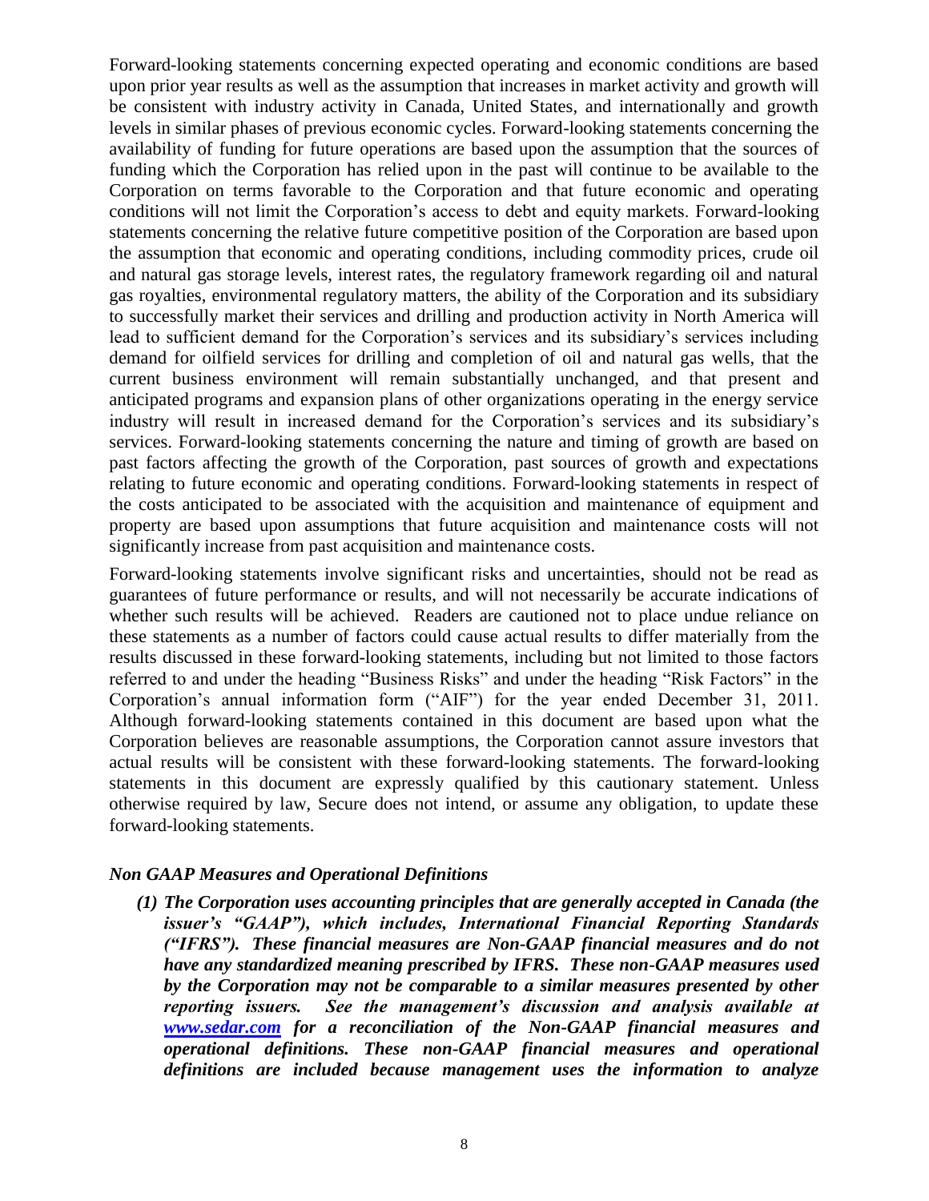Forward-looking statements concerning expected operating and economic conditions are based upon prior year results as well as the assumption that increases in market activity and growth will be consistent with industry activity in Canada, United States, and internationally and growth levels in similar phases of previous economic cycles. Forward-looking statements concerning the availability of funding for future operations are based upon the assumption that the sources of funding which the Corporation has relied upon in the past will continue to be available to the Corporation on terms favorable to the Corporation and that future economic and operating conditions will not limit the Corporation's access to debt and equity markets. Forward-looking statements concerning the relative future competitive position of the Corporation are based upon the assumption that economic and operating conditions, including commodity prices, crude oil and natural gas storage levels, interest rates, the regulatory framework regarding oil and natural gas royalties, environmental regulatory matters, the ability of the Corporation and its subsidiary to successfully market their services and drilling and production activity in North America will lead to sufficient demand for the Corporation's services and its subsidiary's services including demand for oilfield services for drilling and completion of oil and natural gas wells, that the current business environment will remain substantially unchanged, and that present and anticipated programs and expansion plans of other organizations operating in the energy service industry will result in increased demand for the Corporation's services and its subsidiary's services. Forward-looking statements concerning the nature and timing of growth are based on past factors affecting the growth of the Corporation, past sources of growth and expectations relating to future economic and operating conditions. Forward-looking statements in respect of the costs anticipated to be associated with the acquisition and maintenance of equipment and property are based upon assumptions that future acquisition and maintenance costs will not significantly increase from past acquisition and maintenance costs.

Forward-looking statements involve significant risks and uncertainties, should not be read as guarantees of future performance or results, and will not necessarily be accurate indications of whether such results will be achieved. Readers are cautioned not to place undue reliance on these statements as a number of factors could cause actual results to differ materially from the results discussed in these forward-looking statements, including but not limited to those factors referred to and under the heading "Business Risks" and under the heading "Risk Factors" in the Corporation's annual information form ("AIF") for the year ended December 31, 2011. Although forward-looking statements contained in this document are based upon what the Corporation believes are reasonable assumptions, the Corporation cannot assure investors that actual results will be consistent with these forward-looking statements. The forward-looking statements in this document are expressly qualified by this cautionary statement. Unless otherwise required by law, Secure does not intend, or assume any obligation, to update these forward-looking statements.

### *Non GAAP Measures and Operational Definitions*

***(1) The Corporation uses accounting principles that are generally accepted in Canada (the issuer's "GAAP"), which includes, International Financial Reporting Standards ("IFRS"). These financial measures are Non-GAAP financial measures and do not have any standardized meaning prescribed by IFRS. These non-GAAP measures used by the Corporation may not be comparable to a similar measures presented by other reporting issuers. See the management's discussion and analysis available at [www.sedar.com](http://www.sedar.com) for a reconciliation of the Non-GAAP financial measures and operational definitions. These non-GAAP financial measures and operational definitions are included because management uses the information to analyze***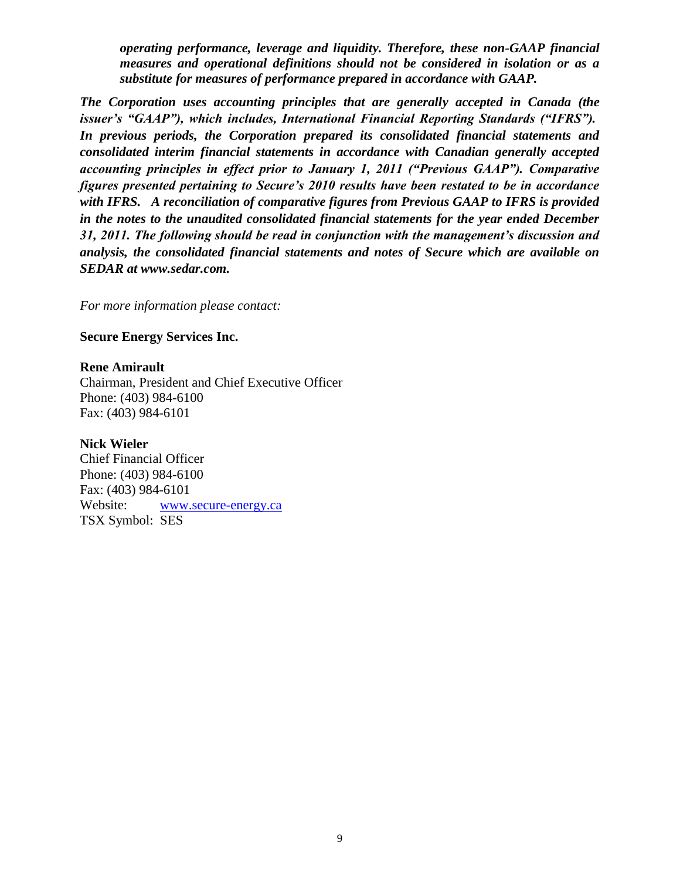***operating performance, leverage and liquidity. Therefore, these non-GAAP financial measures and operational definitions should not be considered in isolation or as a substitute for measures of performance prepared in accordance with GAAP.***

***The Corporation uses accounting principles that are generally accepted in Canada (the issuer's "GAAP"), which includes, International Financial Reporting Standards ("IFRS"). In previous periods, the Corporation prepared its consolidated financial statements and consolidated interim financial statements in accordance with Canadian generally accepted accounting principles in effect prior to January 1, 2011 ("Previous GAAP"). Comparative figures presented pertaining to Secure's 2010 results have been restated to be in accordance with IFRS. A reconciliation of comparative figures from Previous GAAP to IFRS is provided in the notes to the unaudited consolidated financial statements for the year ended December 31, 2011. The following should be read in conjunction with the management's discussion and analysis, the consolidated financial statements and notes of Secure which are available on SEDAR at www.sedar.com.***

*For more information please contact:*

**Secure Energy Services Inc.**

**Rene Amirault**
Chairman, President and Chief Executive Officer
Phone: (403) 984-6100
Fax: (403) 984-6101

**Nick Wieler**
Chief Financial Officer
Phone: (403) 984-6100
Fax: (403) 984-6101
Website: www.secure-energy.ca
TSX Symbol: SES